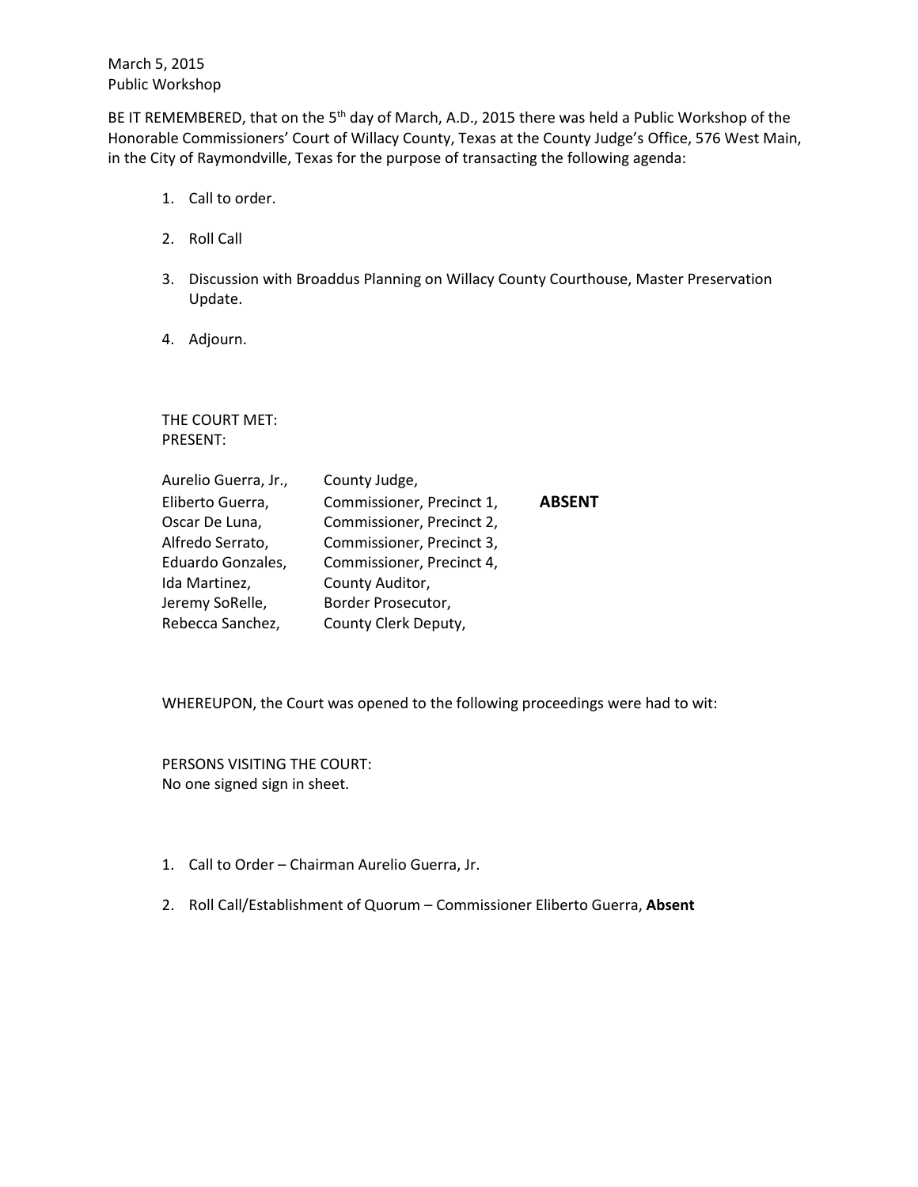March 5, 2015
Public Workshop

BE IT REMEMBERED, that on the 5th day of March, A.D., 2015 there was held a Public Workshop of the Honorable Commissioners' Court of Willacy County, Texas at the County Judge's Office, 576 West Main, in the City of Raymondville, Texas for the purpose of transacting the following agenda:

1. Call to order.
2. Roll Call
3. Discussion with Broaddus Planning on Willacy County Courthouse, Master Preservation Update.
4. Adjourn.

THE COURT MET:
PRESENT:

| | | |
|---|---|---|
| Aurelio Guerra, Jr., | County Judge, | |
| Eliberto Guerra, | Commissioner, Precinct 1, | **ABSENT** |
| Oscar De Luna, | Commissioner, Precinct 2, | |
| Alfredo Serrato, | Commissioner, Precinct 3, | |
| Eduardo Gonzales, | Commissioner, Precinct 4, | |
| Ida Martinez, | County Auditor, | |
| Jeremy SoRelle, | Border Prosecutor, | |
| Rebecca Sanchez, | County Clerk Deputy, | |

WHEREUPON, the Court was opened to the following proceedings were had to wit:

PERSONS VISITING THE COURT:
No one signed sign in sheet.

1. Call to Order – Chairman Aurelio Guerra, Jr.
2. Roll Call/Establishment of Quorum – Commissioner Eliberto Guerra, **Absent**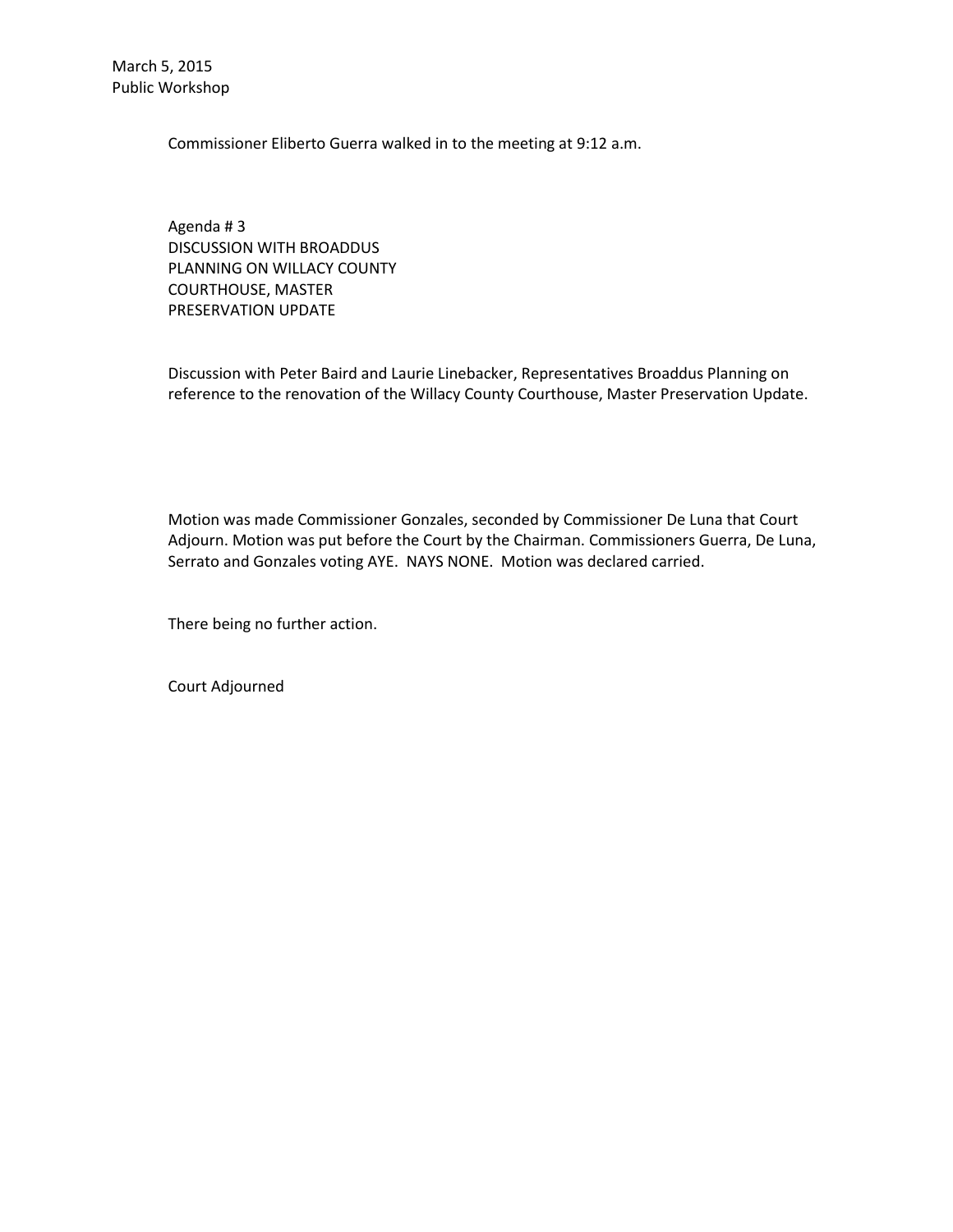March 5, 2015
Public Workshop

Commissioner Eliberto Guerra walked in to the meeting at 9:12 a.m.

Agenda # 3
DISCUSSION WITH BROADDUS
PLANNING ON WILLACY COUNTY
COURTHOUSE, MASTER
PRESERVATION UPDATE

Discussion with Peter Baird and Laurie Linebacker, Representatives Broaddus Planning on reference to the renovation of the Willacy County Courthouse, Master Preservation Update.

Motion was made Commissioner Gonzales, seconded by Commissioner De Luna that Court Adjourn. Motion was put before the Court by the Chairman. Commissioners Guerra, De Luna, Serrato and Gonzales voting AYE. NAYS NONE. Motion was declared carried.

There being no further action.

Court Adjourned